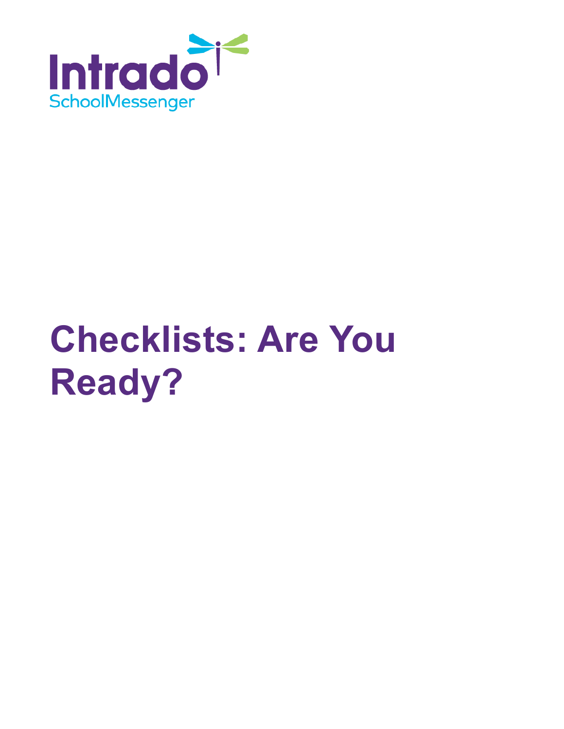Intrado

SchoolMessenger

# Checklists: Are You Ready?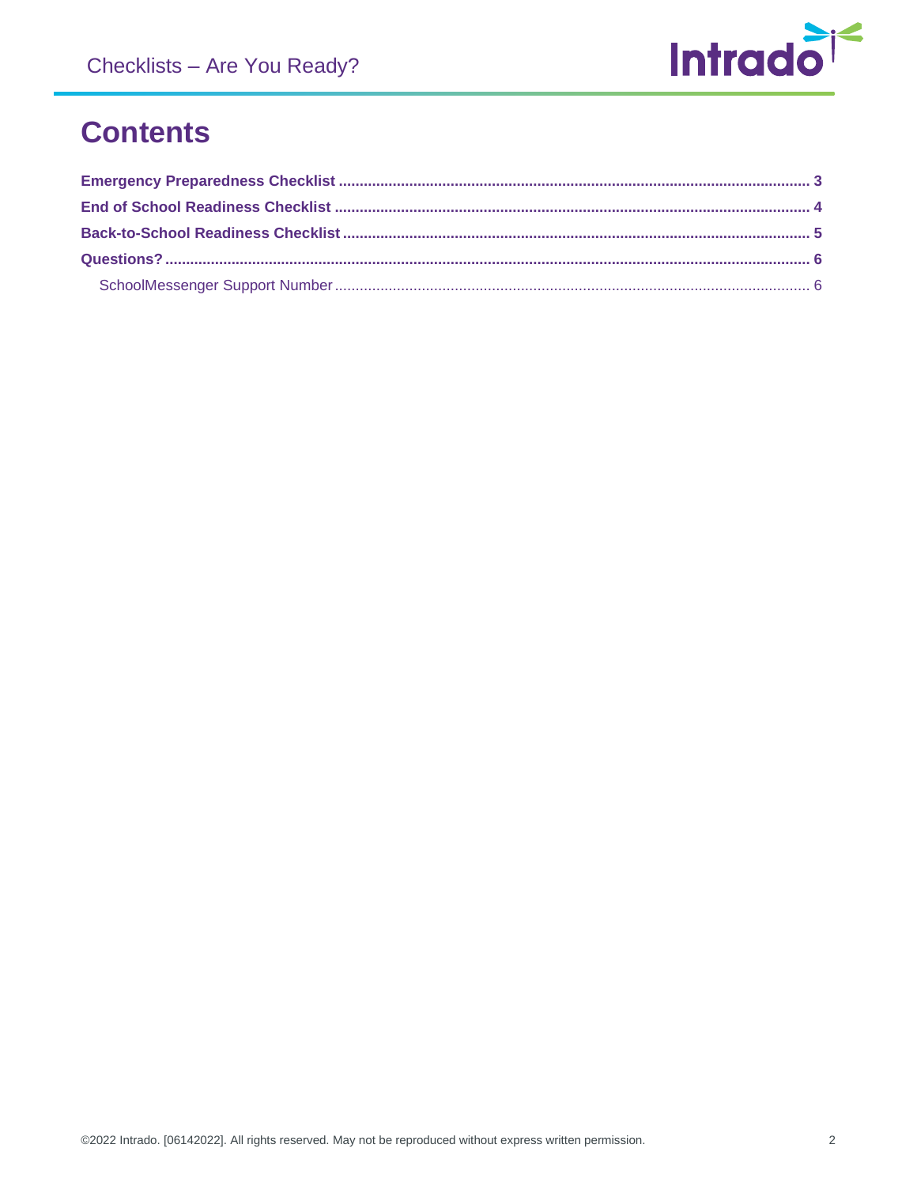# Contents

**Emergency Preparedness Checklist** ..... **3**

**End of School Readiness Checklist** ..... **4**

**Back-to-School Readiness Checklist** ..... **5**

**Questions?** ..... **6**

SchoolMessenger Support Number ..... 6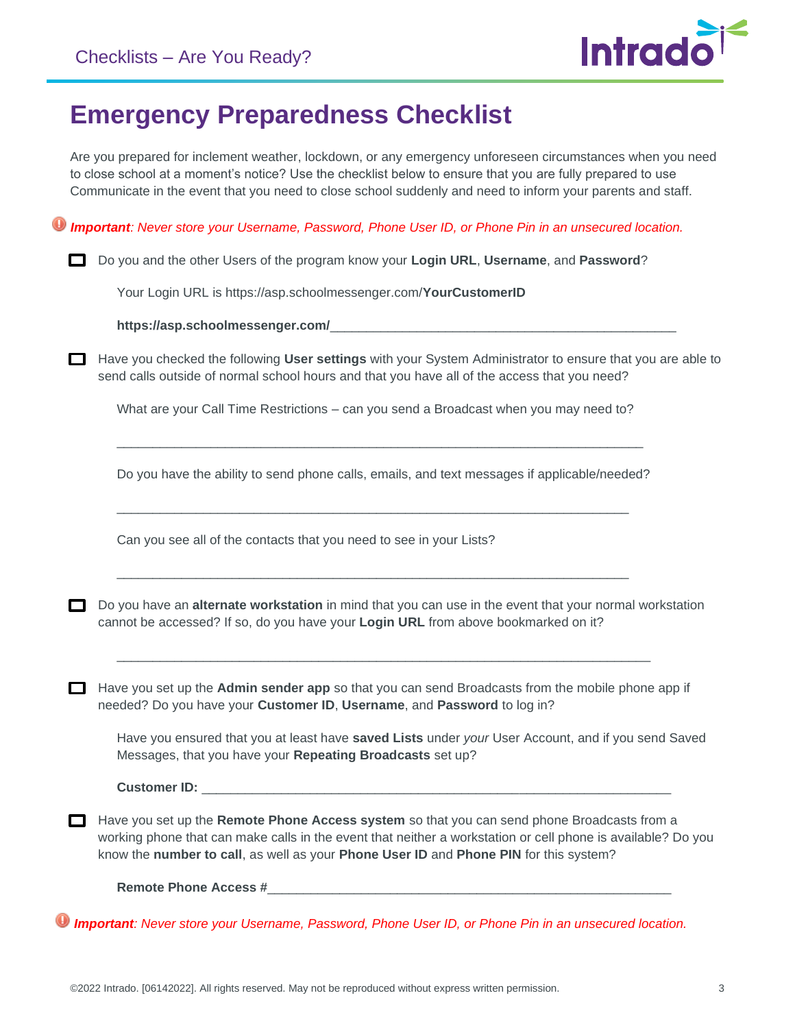# Emergency Preparedness Checklist

Are you prepared for inclement weather, lockdown, or any emergency unforeseen circumstances when you need to close school at a moment's notice? Use the checklist below to ensure that you are fully prepared to use Communicate in the event that you need to close school suddenly and need to inform your parents and staff.

***Important**: Never store your Username, Password, Phone User ID, or Phone Pin in an unsecured location.*

- [ ] Do you and the other Users of the program know your **Login URL**, **Username**, and **Password**?

  Your Login URL is https://asp.schoolmessenger.com/**YourCustomerID**

  **https://asp.schoolmessenger.com/**________________________________________________

- [ ] Have you checked the following **User settings** with your System Administrator to ensure that you are able to send calls outside of normal school hours and that you have all of the access that you need?

  What are your Call Time Restrictions – can you send a Broadcast when you may need to?

  ___________________________________________________________________________

  Do you have the ability to send phone calls, emails, and text messages if applicable/needed?

  _________________________________________________________________________

  Can you see all of the contacts that you need to see in your Lists?

  _________________________________________________________________________

- [ ] Do you have an **alternate workstation** in mind that you can use in the event that your normal workstation cannot be accessed? If so, do you have your **Login URL** from above bookmarked on it?

  ____________________________________________________________________________

- [ ] Have you set up the **Admin sender app** so that you can send Broadcasts from the mobile phone app if needed? Do you have your **Customer ID**, **Username**, and **Password** to log in?

  Have you ensured that you at least have **saved Lists** under *your* User Account, and if you send Saved Messages, that you have your **Repeating Broadcasts** set up?

  **Customer ID:** __________________________________________________________________

- [ ] Have you set up the **Remote Phone Access system** so that you can send phone Broadcasts from a working phone that can make calls in the event that neither a workstation or cell phone is available? Do you know the **number to call**, as well as your **Phone User ID** and **Phone PIN** for this system?

  **Remote Phone Access #**__________________________________________________________

***Important**: Never store your Username, Password, Phone User ID, or Phone Pin in an unsecured location.*

©2022 Intrado. [06142022]. All rights reserved. May not be reproduced without express written permission.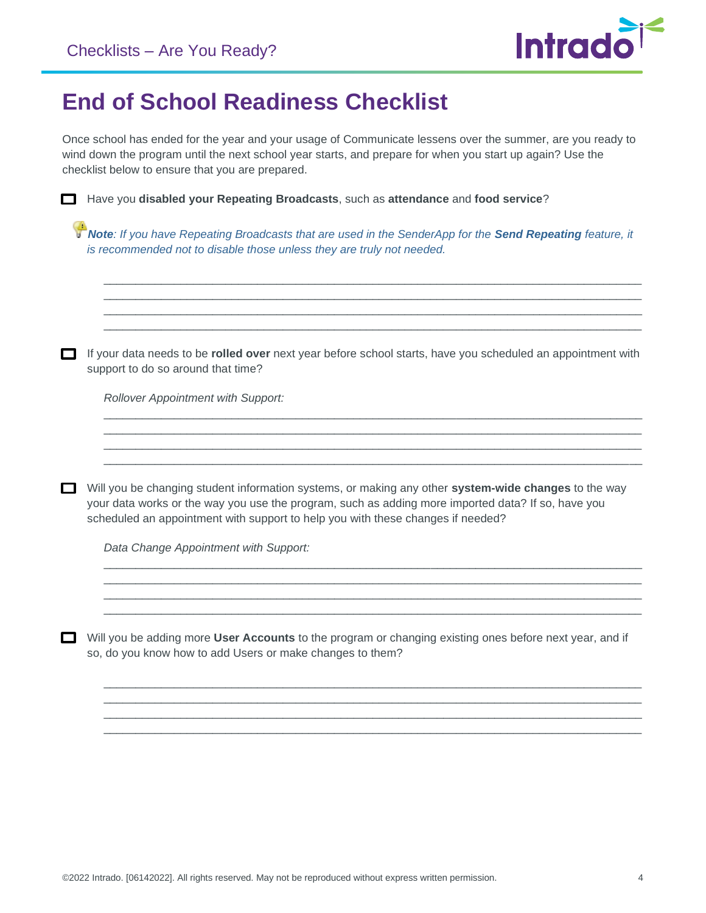# End of School Readiness Checklist

Once school has ended for the year and your usage of Communicate lessens over the summer, are you ready to wind down the program until the next school year starts, and prepare for when you start up again? Use the checklist below to ensure that you are prepared.

- [ ] Have you **disabled your Repeating Broadcasts**, such as **attendance** and **food service**?

  ***Note****: If you have Repeating Broadcasts that are used in the SenderApp for the* ***Send Repeating*** *feature, it is recommended not to disable those unless they are truly not needed.*

  ______________________________________________________________________________
  ______________________________________________________________________________
  ______________________________________________________________________________
  ______________________________________________________________________________

- [ ] If your data needs to be **rolled over** next year before school starts, have you scheduled an appointment with support to do so around that time?

  *Rollover Appointment with Support:*

  ______________________________________________________________________________
  ______________________________________________________________________________
  ______________________________________________________________________________
  ______________________________________________________________________________

- [ ] Will you be changing student information systems, or making any other **system-wide changes** to the way your data works or the way you use the program, such as adding more imported data? If so, have you scheduled an appointment with support to help you with these changes if needed?

  *Data Change Appointment with Support:*

  ______________________________________________________________________________
  ______________________________________________________________________________
  ______________________________________________________________________________
  ______________________________________________________________________________

- [ ] Will you be adding more **User Accounts** to the program or changing existing ones before next year, and if so, do you know how to add Users or make changes to them?

  ______________________________________________________________________________
  ______________________________________________________________________________
  ______________________________________________________________________________
  ______________________________________________________________________________

©2022 Intrado. [06142022]. All rights reserved. May not be reproduced without express written permission.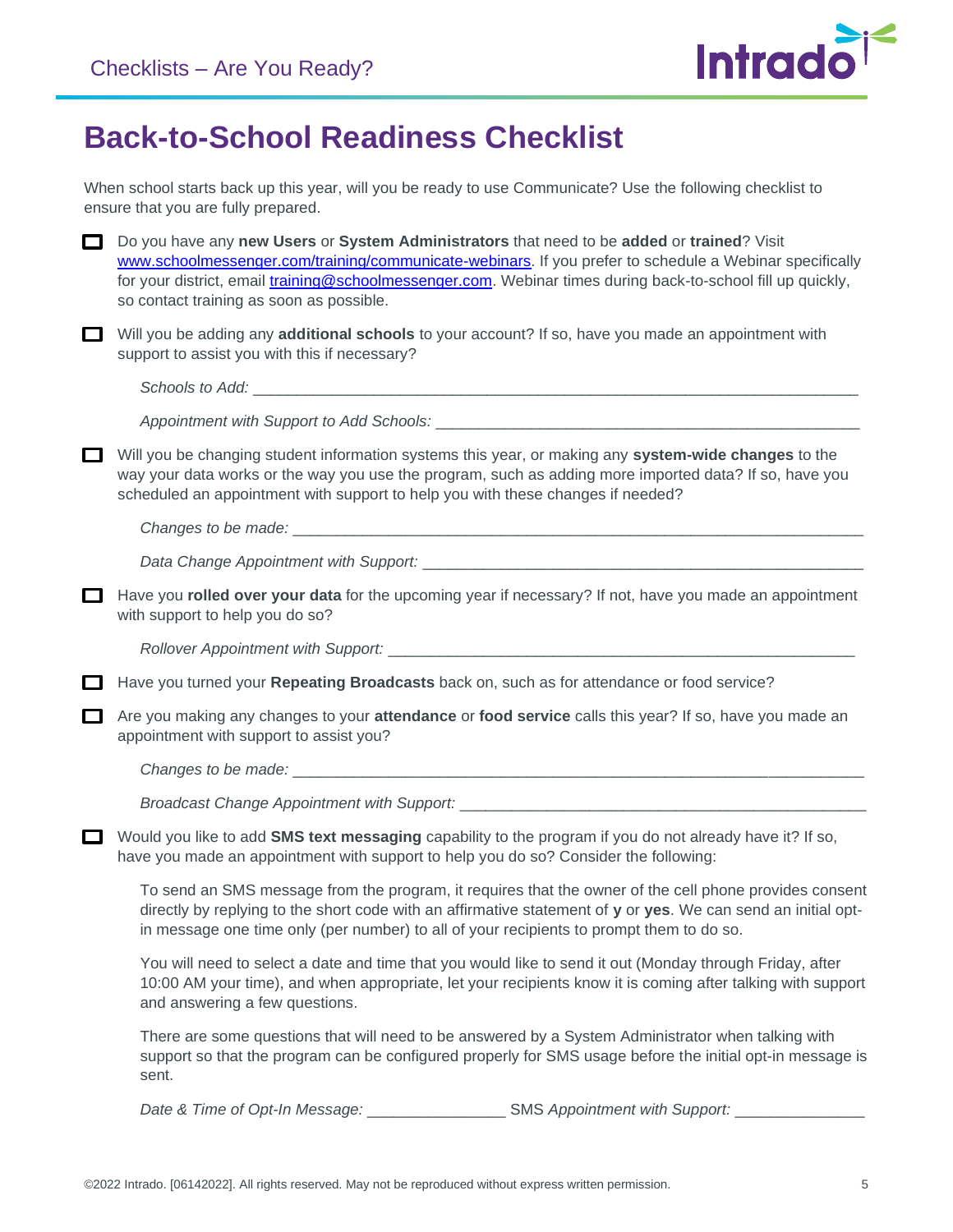# Back-to-School Readiness Checklist

When school starts back up this year, will you be ready to use Communicate? Use the following checklist to ensure that you are fully prepared.

- [ ] Do you have any **new Users** or **System Administrators** that need to be **added** or **trained**? Visit www.schoolmessenger.com/training/communicate-webinars. If you prefer to schedule a Webinar specifically for your district, email training@schoolmessenger.com. Webinar times during back-to-school fill up quickly, so contact training as soon as possible.

- [ ] Will you be adding any **additional schools** to your account? If so, have you made an appointment with support to assist you with this if necessary?

  *Schools to Add:* ______________________________________________________________

  *Appointment with Support to Add Schools:* ________________________________________

- [ ] Will you be changing student information systems this year, or making any **system-wide changes** to the way your data works or the way you use the program, such as adding more imported data? If so, have you scheduled an appointment with support to help you with these changes if needed?

  *Changes to be made:* __________________________________________________________

  *Data Change Appointment with Support:* ___________________________________________

- [ ] Have you **rolled over your data** for the upcoming year if necessary? If not, have you made an appointment with support to help you do so?

  *Rollover Appointment with Support:* _______________________________________________

- [ ] Have you turned your **Repeating Broadcasts** back on, such as for attendance or food service?

- [ ] Are you making any changes to your **attendance** or **food service** calls this year? If so, have you made an appointment with support to assist you?

  *Changes to be made:* __________________________________________________________

  *Broadcast Change Appointment with Support:* _______________________________________

- [ ] Would you like to add **SMS text messaging** capability to the program if you do not already have it? If so, have you made an appointment with support to help you do so? Consider the following:

  To send an SMS message from the program, it requires that the owner of the cell phone provides consent directly by replying to the short code with an affirmative statement of **y** or **yes**. We can send an initial opt-in message one time only (per number) to all of your recipients to prompt them to do so.

  You will need to select a date and time that you would like to send it out (Monday through Friday, after 10:00 AM your time), and when appropriate, let your recipients know it is coming after talking with support and answering a few questions.

  There are some questions that will need to be answered by a System Administrator when talking with support so that the program can be configured properly for SMS usage before the initial opt-in message is sent.

  *Date & Time of Opt-In Message:* ________________ SMS *Appointment with Support:* _______________

©2022 Intrado. [06142022]. All rights reserved. May not be reproduced without express written permission.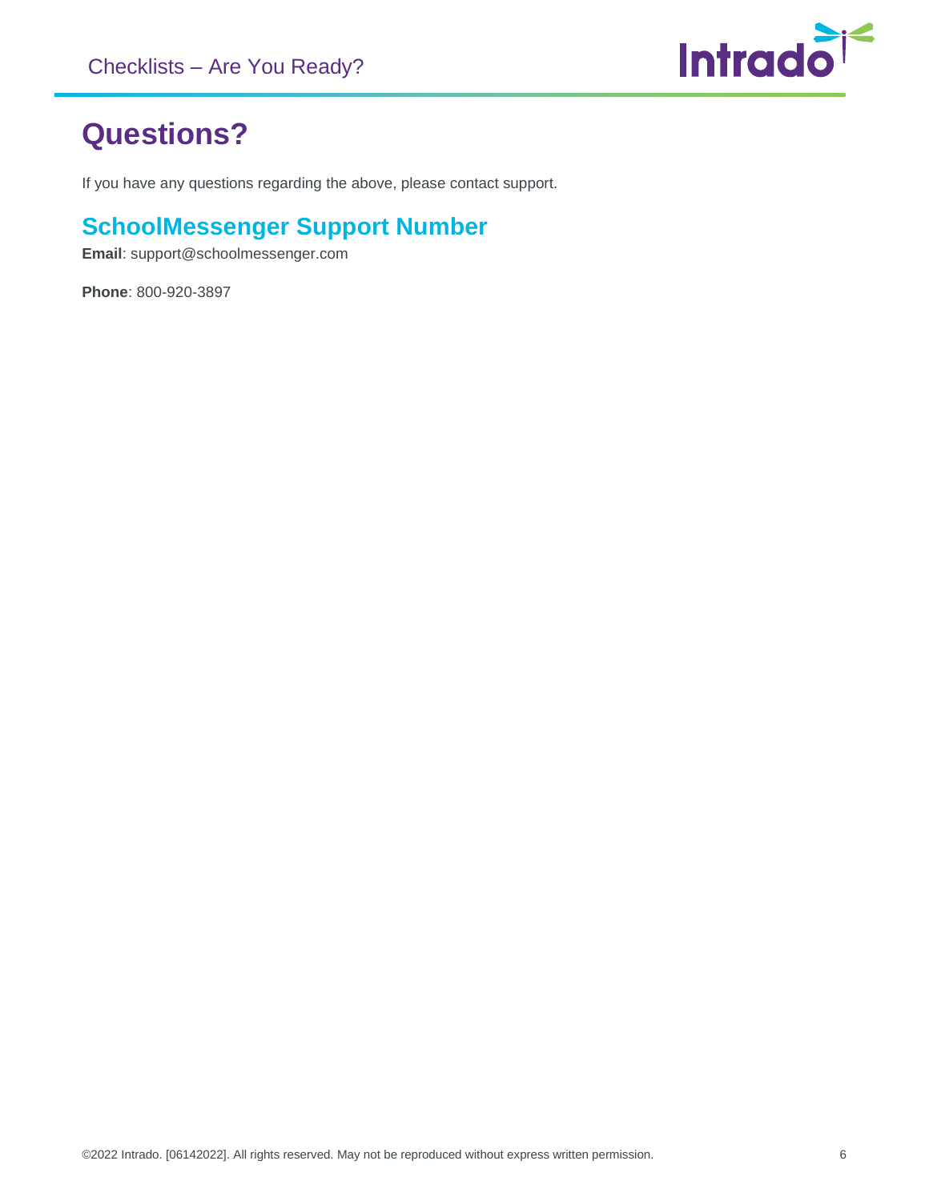# Questions?

If you have any questions regarding the above, please contact support.

## SchoolMessenger Support Number

**Email**: support@schoolmessenger.com

**Phone**: 800-920-3897